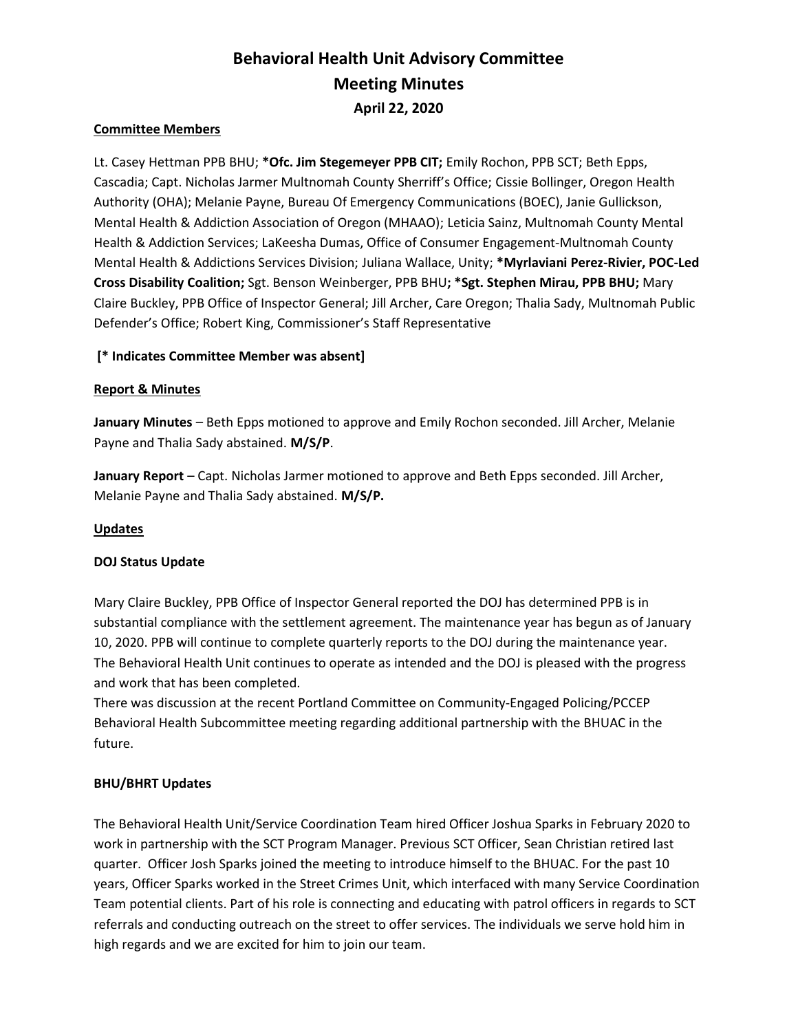# Behavioral Health Unit Advisory Committee

# Meeting Minutes

### April 22, 2020

**Committee Members**

Lt. Casey Hettman PPB BHU; ***Ofc. Jim Stegemeyer PPB CIT;** Emily Rochon, PPB SCT; Beth Epps, Cascadia; Capt. Nicholas Jarmer Multnomah County Sherriff's Office; Cissie Bollinger, Oregon Health Authority (OHA); Melanie Payne, Bureau Of Emergency Communications (BOEC), Janie Gullickson, Mental Health & Addiction Association of Oregon (MHAAO); Leticia Sainz, Multnomah County Mental Health & Addiction Services; LaKeesha Dumas, Office of Consumer Engagement-Multnomah County Mental Health & Addictions Services Division; Juliana Wallace, Unity; ***Myrlaviani Perez-Rivier, POC-Led Cross Disability Coalition;** Sgt. Benson Weinberger, PPB BHU**; *Sgt. Stephen Mirau, PPB BHU;** Mary Claire Buckley, PPB Office of Inspector General; Jill Archer, Care Oregon; Thalia Sady, Multnomah Public Defender's Office; Robert King, Commissioner's Staff Representative

**[* Indicates Committee Member was absent]**

**Report & Minutes**

**January Minutes** – Beth Epps motioned to approve and Emily Rochon seconded. Jill Archer, Melanie Payne and Thalia Sady abstained. **M/S/P**.

**January Report** – Capt. Nicholas Jarmer motioned to approve and Beth Epps seconded. Jill Archer, Melanie Payne and Thalia Sady abstained. **M/S/P.**

**Updates**

**DOJ Status Update**

Mary Claire Buckley, PPB Office of Inspector General reported the DOJ has determined PPB is in substantial compliance with the settlement agreement. The maintenance year has begun as of January 10, 2020. PPB will continue to complete quarterly reports to the DOJ during the maintenance year. The Behavioral Health Unit continues to operate as intended and the DOJ is pleased with the progress and work that has been completed.

There was discussion at the recent Portland Committee on Community-Engaged Policing/PCCEP Behavioral Health Subcommittee meeting regarding additional partnership with the BHUAC in the future.

**BHU/BHRT Updates**

The Behavioral Health Unit/Service Coordination Team hired Officer Joshua Sparks in February 2020 to work in partnership with the SCT Program Manager. Previous SCT Officer, Sean Christian retired last quarter. Officer Josh Sparks joined the meeting to introduce himself to the BHUAC. For the past 10 years, Officer Sparks worked in the Street Crimes Unit, which interfaced with many Service Coordination Team potential clients. Part of his role is connecting and educating with patrol officers in regards to SCT referrals and conducting outreach on the street to offer services. The individuals we serve hold him in high regards and we are excited for him to join our team.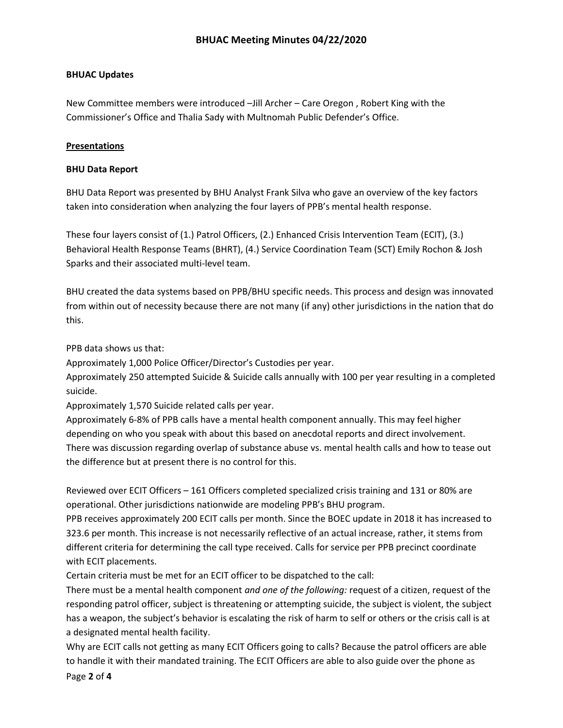### BHUAC Updates

New Committee members were introduced –Jill Archer – Care Oregon , Robert King with the Commissioner's Office and Thalia Sady with Multnomah Public Defender's Office.

### Presentations

### BHU Data Report

BHU Data Report was presented by BHU Analyst Frank Silva who gave an overview of the key factors taken into consideration when analyzing the four layers of PPB's mental health response.

These four layers consist of (1.) Patrol Officers, (2.) Enhanced Crisis Intervention Team (ECIT), (3.) Behavioral Health Response Teams (BHRT), (4.) Service Coordination Team (SCT) Emily Rochon & Josh Sparks and their associated multi-level team.

BHU created the data systems based on PPB/BHU specific needs. This process and design was innovated from within out of necessity because there are not many (if any) other jurisdictions in the nation that do this.

PPB data shows us that:
Approximately 1,000 Police Officer/Director's Custodies per year.
Approximately 250 attempted Suicide & Suicide calls annually with 100 per year resulting in a completed suicide.
Approximately 1,570 Suicide related calls per year.
Approximately 6-8% of PPB calls have a mental health component annually. This may feel higher depending on who you speak with about this based on anecdotal reports and direct involvement.
There was discussion regarding overlap of substance abuse vs. mental health calls and how to tease out the difference but at present there is no control for this.

Reviewed over ECIT Officers – 161 Officers completed specialized crisis training and 131 or 80% are operational. Other jurisdictions nationwide are modeling PPB's BHU program.
PPB receives approximately 200 ECIT calls per month. Since the BOEC update in 2018 it has increased to 323.6 per month. This increase is not necessarily reflective of an actual increase, rather, it stems from different criteria for determining the call type received. Calls for service per PPB precinct coordinate with ECIT placements.
Certain criteria must be met for an ECIT officer to be dispatched to the call:
There must be a mental health component *and one of the following:* request of a citizen, request of the responding patrol officer, subject is threatening or attempting suicide, the subject is violent, the subject has a weapon, the subject's behavior is escalating the risk of harm to self or others or the crisis call is at a designated mental health facility.
Why are ECIT calls not getting as many ECIT Officers going to calls? Because the patrol officers are able to handle it with their mandated training. The ECIT Officers are able to also guide over the phone as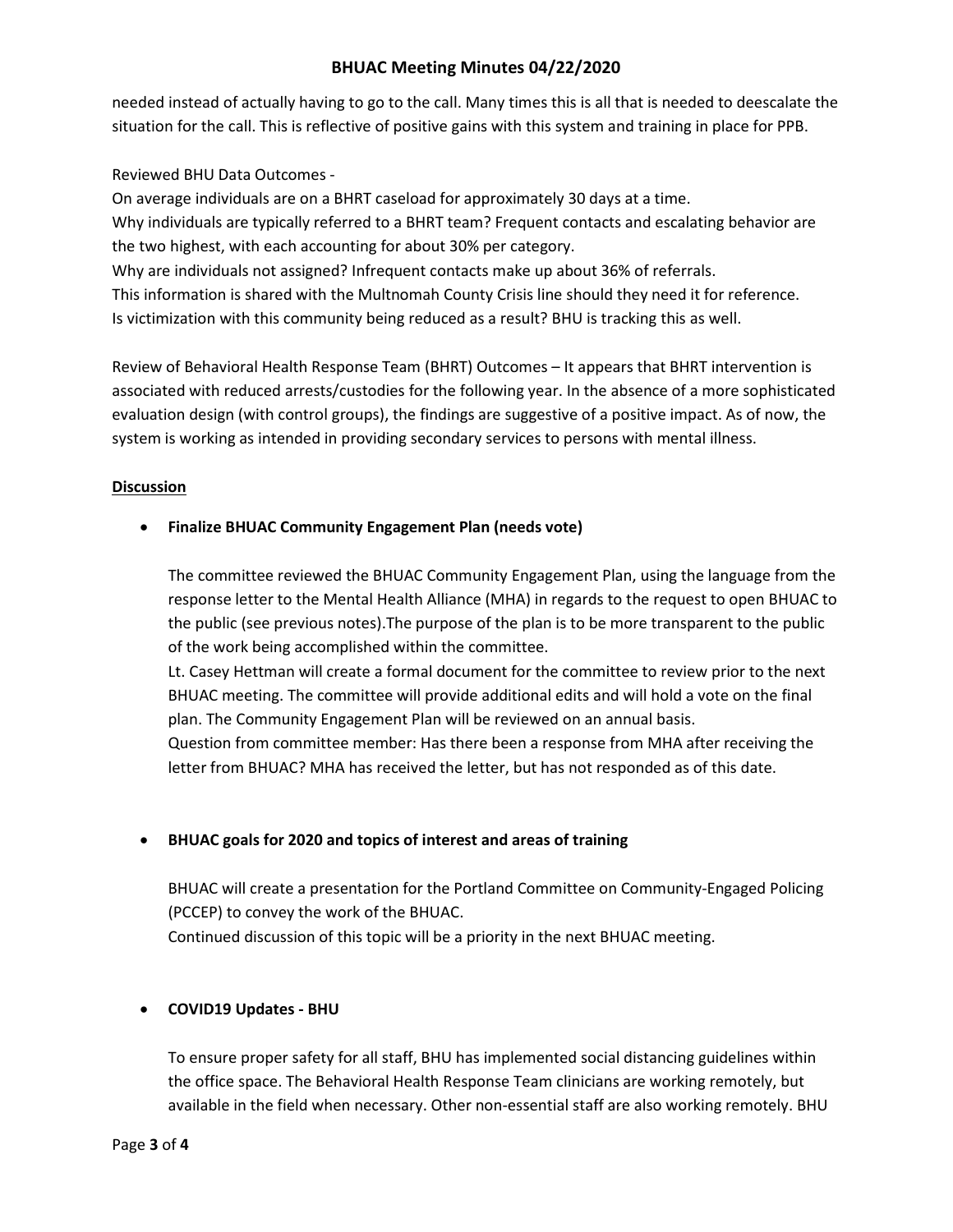needed instead of actually having to go to the call. Many times this is all that is needed to deescalate the situation for the call. This is reflective of positive gains with this system and training in place for PPB.

Reviewed BHU Data Outcomes -

On average individuals are on a BHRT caseload for approximately 30 days at a time.

Why individuals are typically referred to a BHRT team? Frequent contacts and escalating behavior are the two highest, with each accounting for about 30% per category.

Why are individuals not assigned? Infrequent contacts make up about 36% of referrals.

This information is shared with the Multnomah County Crisis line should they need it for reference.

Is victimization with this community being reduced as a result? BHU is tracking this as well.

Review of Behavioral Health Response Team (BHRT) Outcomes – It appears that BHRT intervention is associated with reduced arrests/custodies for the following year. In the absence of a more sophisticated evaluation design (with control groups), the findings are suggestive of a positive impact. As of now, the system is working as intended in providing secondary services to persons with mental illness.

**Discussion**

- **Finalize BHUAC Community Engagement Plan (needs vote)**

  The committee reviewed the BHUAC Community Engagement Plan, using the language from the response letter to the Mental Health Alliance (MHA) in regards to the request to open BHUAC to the public (see previous notes).The purpose of the plan is to be more transparent to the public of the work being accomplished within the committee.

  Lt. Casey Hettman will create a formal document for the committee to review prior to the next BHUAC meeting. The committee will provide additional edits and will hold a vote on the final plan. The Community Engagement Plan will be reviewed on an annual basis.

  Question from committee member: Has there been a response from MHA after receiving the letter from BHUAC? MHA has received the letter, but has not responded as of this date.

- **BHUAC goals for 2020 and topics of interest and areas of training**

  BHUAC will create a presentation for the Portland Committee on Community-Engaged Policing (PCCEP) to convey the work of the BHUAC.

  Continued discussion of this topic will be a priority in the next BHUAC meeting.

- **COVID19 Updates - BHU**

  To ensure proper safety for all staff, BHU has implemented social distancing guidelines within the office space. The Behavioral Health Response Team clinicians are working remotely, but available in the field when necessary. Other non-essential staff are also working remotely. BHU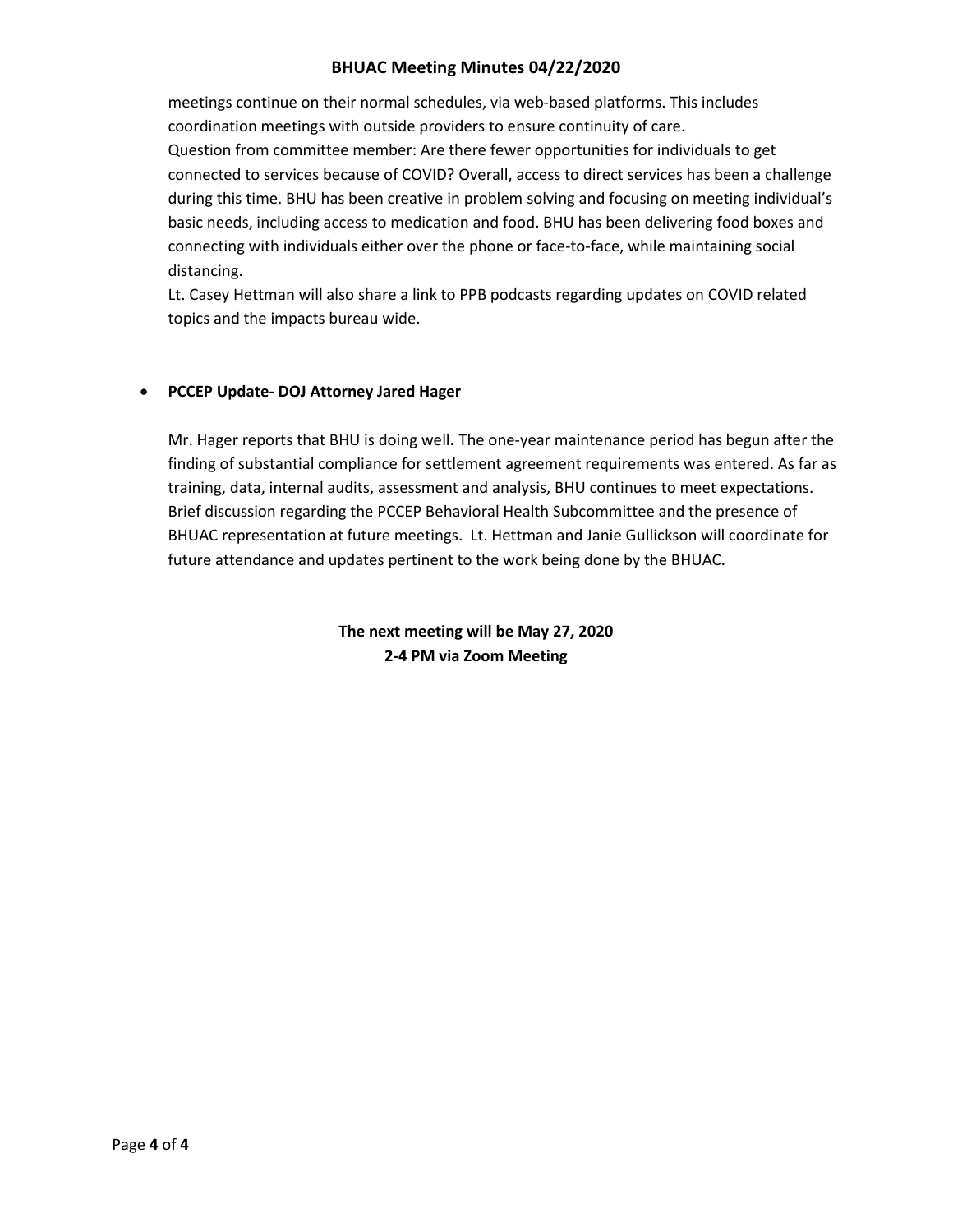meetings continue on their normal schedules, via web-based platforms. This includes coordination meetings with outside providers to ensure continuity of care.
Question from committee member: Are there fewer opportunities for individuals to get connected to services because of COVID? Overall, access to direct services has been a challenge during this time. BHU has been creative in problem solving and focusing on meeting individual's basic needs, including access to medication and food. BHU has been delivering food boxes and connecting with individuals either over the phone or face-to-face, while maintaining social distancing.
Lt. Casey Hettman will also share a link to PPB podcasts regarding updates on COVID related topics and the impacts bureau wide.

- **PCCEP Update- DOJ Attorney Jared Hager**

  Mr. Hager reports that BHU is doing well**.** The one-year maintenance period has begun after the finding of substantial compliance for settlement agreement requirements was entered. As far as training, data, internal audits, assessment and analysis, BHU continues to meet expectations. Brief discussion regarding the PCCEP Behavioral Health Subcommittee and the presence of BHUAC representation at future meetings. Lt. Hettman and Janie Gullickson will coordinate for future attendance and updates pertinent to the work being done by the BHUAC.

**The next meeting will be May 27, 2020**
**2-4 PM via Zoom Meeting**